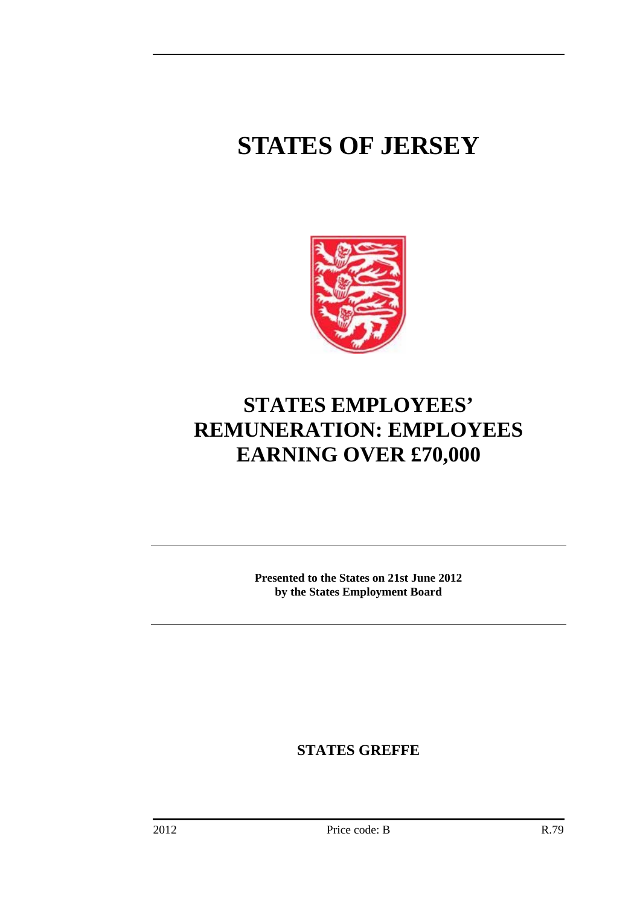# STATES OF JERSEY

# STATES EMPLOYEES' REMUNERATION: EMPLOYEES EARNING OVER £70,000

**Presented to the States on 21st June 2012 by the States Employment Board**

**STATES GREFFE**

2012 Price code: B R.79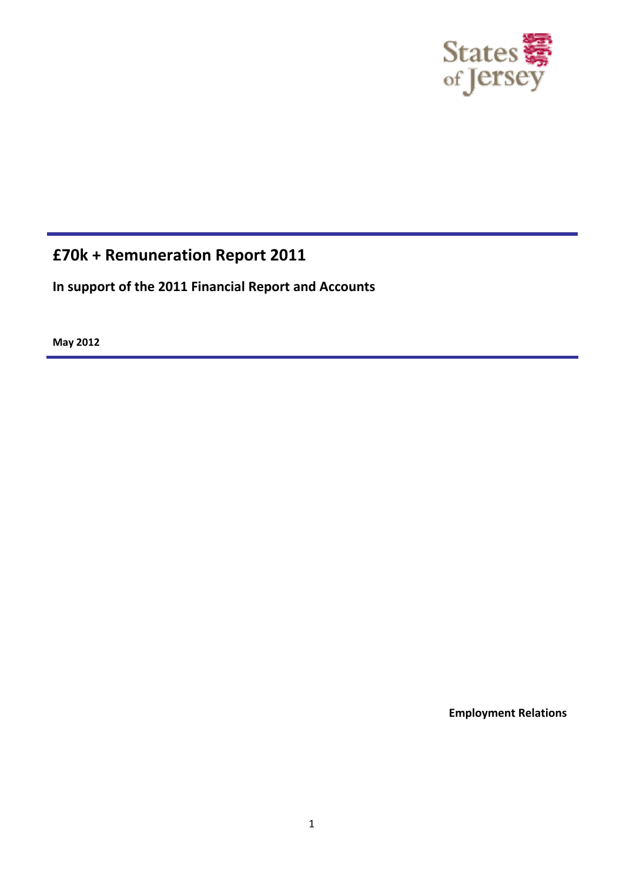States of Jersey

# £70k + Remuneration Report 2011

**In support of the 2011 Financial Report and Accounts**

**May 2012**

**Employment Relations**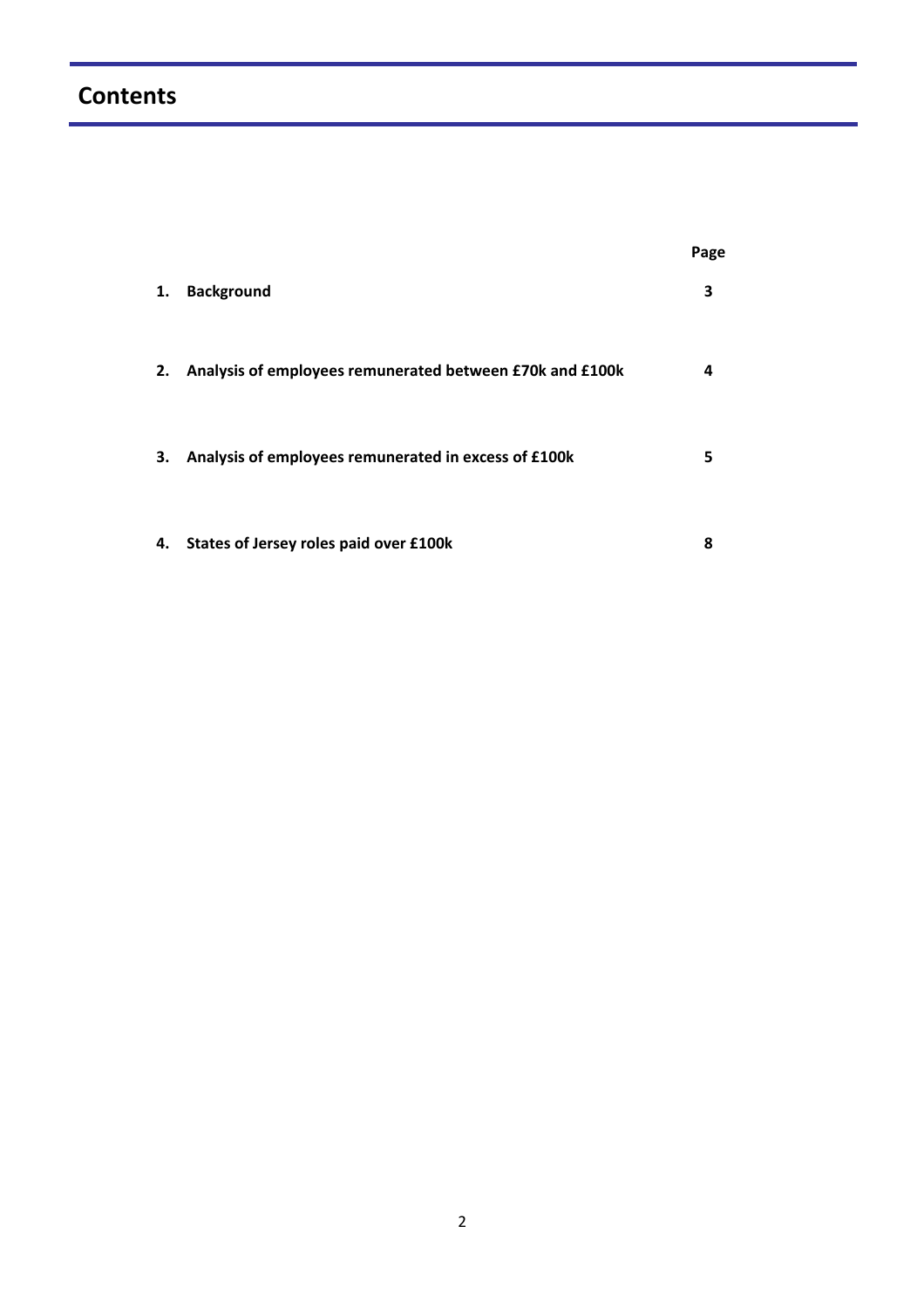# Contents

| | | Page |
|---|---|---|
| 1. | Background | 3 |
| 2. | Analysis of employees remunerated between £70k and £100k | 4 |
| 3. | Analysis of employees remunerated in excess of £100k | 5 |
| 4. | States of Jersey roles paid over £100k | 8 |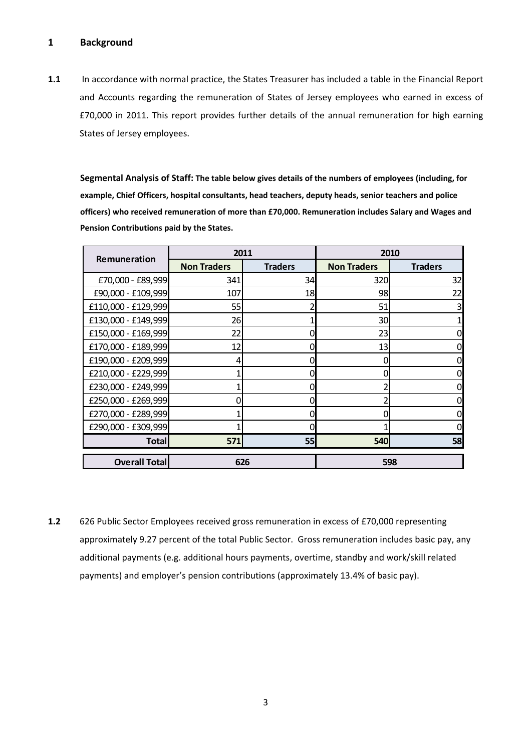## 1 Background

**1.1** In accordance with normal practice, the States Treasurer has included a table in the Financial Report and Accounts regarding the remuneration of States of Jersey employees who earned in excess of £70,000 in 2011. This report provides further details of the annual remuneration for high earning States of Jersey employees.

**Segmental Analysis of Staff: The table below gives details of the numbers of employees (including, for example, Chief Officers, hospital consultants, head teachers, deputy heads, senior teachers and police officers) who received remuneration of more than £70,000. Remuneration includes Salary and Wages and Pension Contributions paid by the States.**

| Remuneration | 2011 | | 2010 | |
|---|---|---|---|---|
| | Non Traders | Traders | Non Traders | Traders |
| £70,000 - £89,999 | 341 | 34 | 320 | 32 |
| £90,000 - £109,999 | 107 | 18 | 98 | 22 |
| £110,000 - £129,999 | 55 | 2 | 51 | 3 |
| £130,000 - £149,999 | 26 | 1 | 30 | 1 |
| £150,000 - £169,999 | 22 | 0 | 23 | 0 |
| £170,000 - £189,999 | 12 | 0 | 13 | 0 |
| £190,000 - £209,999 | 4 | 0 | 0 | 0 |
| £210,000 - £229,999 | 1 | 0 | 0 | 0 |
| £230,000 - £249,999 | 1 | 0 | 2 | 0 |
| £250,000 - £269,999 | 0 | 0 | 2 | 0 |
| £270,000 - £289,999 | 1 | 0 | 0 | 0 |
| £290,000 - £309,999 | 1 | 0 | 1 | 0 |
| **Total** | **571** | **55** | **540** | **58** |
| **Overall Total** | **626** | | **598** | |

**1.2** 626 Public Sector Employees received gross remuneration in excess of £70,000 representing approximately 9.27 percent of the total Public Sector. Gross remuneration includes basic pay, any additional payments (e.g. additional hours payments, overtime, standby and work/skill related payments) and employer's pension contributions (approximately 13.4% of basic pay).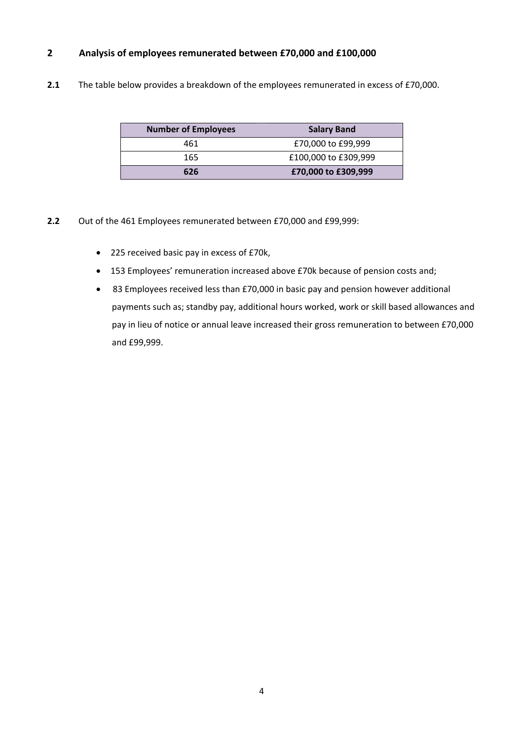## 2 Analysis of employees remunerated between £70,000 and £100,000

**2.1** The table below provides a breakdown of the employees remunerated in excess of £70,000.

| Number of Employees | Salary Band |
|---|---|
| 461 | £70,000 to £99,999 |
| 165 | £100,000 to £309,999 |
| **626** | **£70,000 to £309,999** |

**2.2** Out of the 461 Employees remunerated between £70,000 and £99,999:

- 225 received basic pay in excess of £70k,
- 153 Employees' remuneration increased above £70k because of pension costs and;
- 83 Employees received less than £70,000 in basic pay and pension however additional payments such as; standby pay, additional hours worked, work or skill based allowances and pay in lieu of notice or annual leave increased their gross remuneration to between £70,000 and £99,999.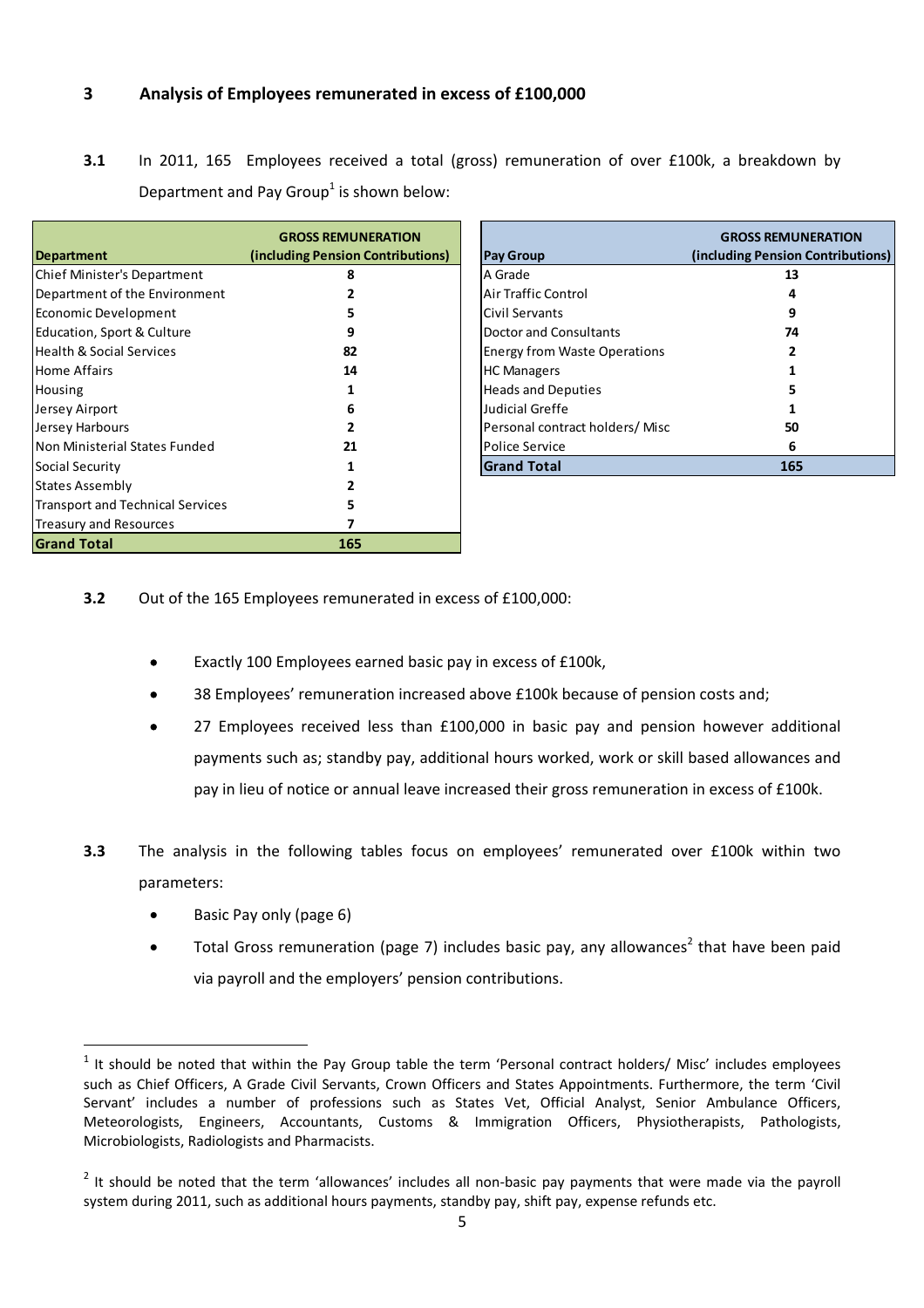## 3 Analysis of Employees remunerated in excess of £100,000

**3.1** In 2011, 165 Employees received a total (gross) remuneration of over £100k, a breakdown by Department and Pay Group[1] is shown below:

| Department | GROSS REMUNERATION (including Pension Contributions) |
|---|---|
| Chief Minister's Department | 8 |
| Department of the Environment | 2 |
| Economic Development | 5 |
| Education, Sport & Culture | 9 |
| Health & Social Services | 82 |
| Home Affairs | 14 |
| Housing | 1 |
| Jersey Airport | 6 |
| Jersey Harbours | 2 |
| Non Ministerial States Funded | 21 |
| Social Security | 1 |
| States Assembly | 2 |
| Transport and Technical Services | 5 |
| Treasury and Resources | 7 |
| **Grand Total** | **165** |

| Pay Group | GROSS REMUNERATION (including Pension Contributions) |
|---|---|
| A Grade | 13 |
| Air Traffic Control | 4 |
| Civil Servants | 9 |
| Doctor and Consultants | 74 |
| Energy from Waste Operations | 2 |
| HC Managers | 1 |
| Heads and Deputies | 5 |
| Judicial Greffe | 1 |
| Personal contract holders/ Misc | 50 |
| Police Service | 6 |
| **Grand Total** | **165** |

**3.2** Out of the 165 Employees remunerated in excess of £100,000:

- Exactly 100 Employees earned basic pay in excess of £100k,
- 38 Employees' remuneration increased above £100k because of pension costs and;
- 27 Employees received less than £100,000 in basic pay and pension however additional payments such as; standby pay, additional hours worked, work or skill based allowances and pay in lieu of notice or annual leave increased their gross remuneration in excess of £100k.

**3.3** The analysis in the following tables focus on employees' remunerated over £100k within two parameters:

- Basic Pay only (page 6)
- Total Gross remuneration (page 7) includes basic pay, any allowances[2] that have been paid via payroll and the employers' pension contributions.

[1] It should be noted that within the Pay Group table the term 'Personal contract holders/ Misc' includes employees such as Chief Officers, A Grade Civil Servants, Crown Officers and States Appointments. Furthermore, the term 'Civil Servant' includes a number of professions such as States Vet, Official Analyst, Senior Ambulance Officers, Meteorologists, Engineers, Accountants, Customs & Immigration Officers, Physiotherapists, Pathologists, Microbiologists, Radiologists and Pharmacists.

[2] It should be noted that the term 'allowances' includes all non-basic pay payments that were made via the payroll system during 2011, such as additional hours payments, standby pay, shift pay, expense refunds etc.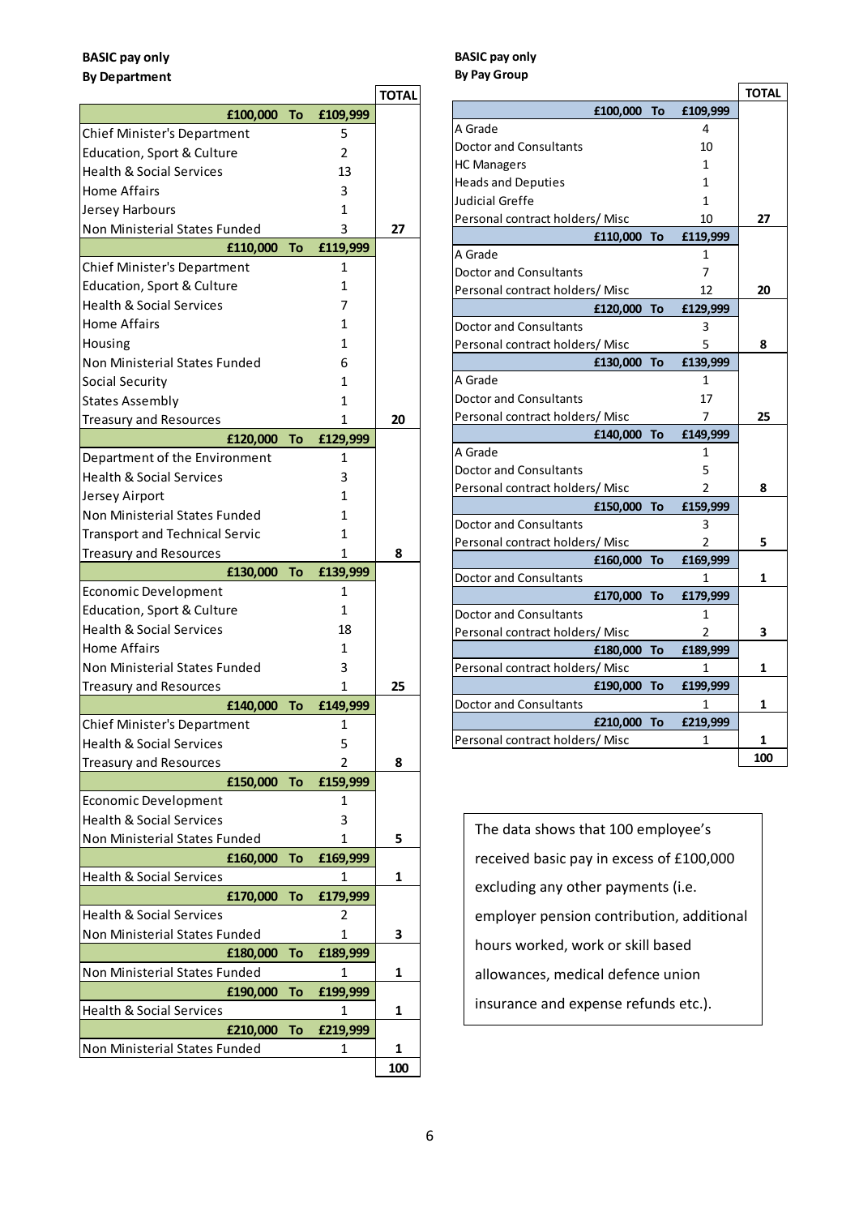**BASIC pay only**
**By Department**

| Band / Department | | TOTAL |
|---|---|---|
| **£100,000 To £109,999** | | |
| Chief Minister's Department | 5 | |
| Education, Sport & Culture | 2 | |
| Health & Social Services | 13 | |
| Home Affairs | 3 | |
| Jersey Harbours | 1 | |
| Non Ministerial States Funded | 3 | 27 |
| **£110,000 To £119,999** | | |
| Chief Minister's Department | 1 | |
| Education, Sport & Culture | 1 | |
| Health & Social Services | 7 | |
| Home Affairs | 1 | |
| Housing | 1 | |
| Non Ministerial States Funded | 6 | |
| Social Security | 1 | |
| States Assembly | 1 | |
| Treasury and Resources | 1 | 20 |
| **£120,000 To £129,999** | | |
| Department of the Environment | 1 | |
| Health & Social Services | 3 | |
| Jersey Airport | 1 | |
| Non Ministerial States Funded | 1 | |
| Transport and Technical Servic | 1 | |
| Treasury and Resources | 1 | 8 |
| **£130,000 To £139,999** | | |
| Economic Development | 1 | |
| Education, Sport & Culture | 1 | |
| Health & Social Services | 18 | |
| Home Affairs | 1 | |
| Non Ministerial States Funded | 3 | |
| Treasury and Resources | 1 | 25 |
| **£140,000 To £149,999** | | |
| Chief Minister's Department | 1 | |
| Health & Social Services | 5 | |
| Treasury and Resources | 2 | 8 |
| **£150,000 To £159,999** | | |
| Economic Development | 1 | |
| Health & Social Services | 3 | |
| Non Ministerial States Funded | 1 | 5 |
| **£160,000 To £169,999** | | |
| Health & Social Services | 1 | 1 |
| **£170,000 To £179,999** | | |
| Health & Social Services | 2 | |
| Non Ministerial States Funded | 1 | 3 |
| **£180,000 To £189,999** | | |
| Non Ministerial States Funded | 1 | 1 |
| **£190,000 To £199,999** | | |
| Health & Social Services | 1 | 1 |
| **£210,000 To £219,999** | | |
| Non Ministerial States Funded | 1 | 1 |
| | | **100** |

**BASIC pay only**
**By Pay Group**

| Band / Pay Group | | TOTAL |
|---|---|---|
| **£100,000 To £109,999** | | |
| A Grade | 4 | |
| Doctor and Consultants | 10 | |
| HC Managers | 1 | |
| Heads and Deputies | 1 | |
| Judicial Greffe | 1 | |
| Personal contract holders/ Misc | 10 | 27 |
| **£110,000 To £119,999** | | |
| A Grade | 1 | |
| Doctor and Consultants | 7 | |
| Personal contract holders/ Misc | 12 | 20 |
| **£120,000 To £129,999** | | |
| Doctor and Consultants | 3 | |
| Personal contract holders/ Misc | 5 | 8 |
| **£130,000 To £139,999** | | |
| A Grade | 1 | |
| Doctor and Consultants | 17 | |
| Personal contract holders/ Misc | 7 | 25 |
| **£140,000 To £149,999** | | |
| A Grade | 1 | |
| Doctor and Consultants | 5 | |
| Personal contract holders/ Misc | 2 | 8 |
| **£150,000 To £159,999** | | |
| Doctor and Consultants | 3 | |
| Personal contract holders/ Misc | 2 | 5 |
| **£160,000 To £169,999** | | |
| Doctor and Consultants | 1 | 1 |
| **£170,000 To £179,999** | | |
| Doctor and Consultants | 1 | |
| Personal contract holders/ Misc | 2 | 3 |
| **£180,000 To £189,999** | | |
| Personal contract holders/ Misc | 1 | 1 |
| **£190,000 To £199,999** | | |
| Doctor and Consultants | 1 | 1 |
| **£210,000 To £219,999** | | |
| Personal contract holders/ Misc | 1 | 1 |
| | | **100** |

The data shows that 100 employee's received basic pay in excess of £100,000 excluding any other payments (i.e. employer pension contribution, additional hours worked, work or skill based allowances, medical defence union insurance and expense refunds etc.).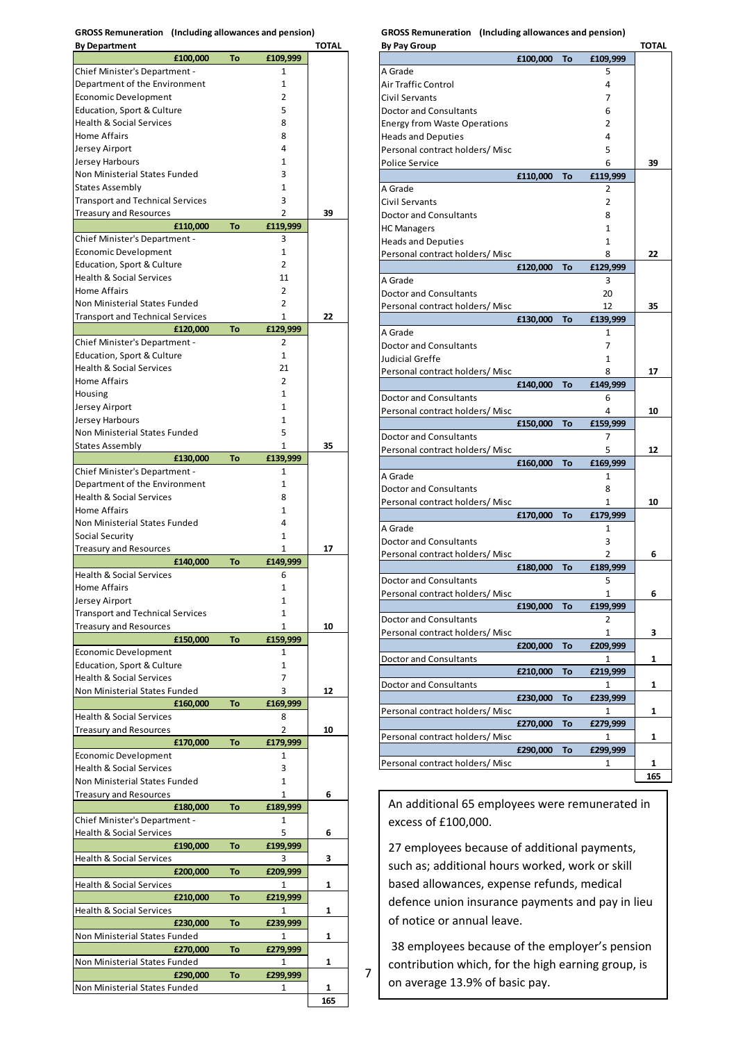**GROSS Remuneration (Including allowances and pension)**
**By Department**

| £100,000 To £109,999 | | TOTAL |
|---|---|---|
| Chief Minister's Department - | 1 | |
| Department of the Environment | 1 | |
| Economic Development | 2 | |
| Education, Sport & Culture | 5 | |
| Health & Social Services | 8 | |
| Home Affairs | 8 | |
| Jersey Airport | 4 | |
| Jersey Harbours | 1 | |
| Non Ministerial States Funded | 3 | |
| States Assembly | 1 | |
| Transport and Technical Services | 3 | |
| Treasury and Resources | 2 | 39 |
| **£110,000 To £119,999** | | |
| Chief Minister's Department - | 3 | |
| Economic Development | 1 | |
| Education, Sport & Culture | 2 | |
| Health & Social Services | 11 | |
| Home Affairs | 2 | |
| Non Ministerial States Funded | 2 | |
| Transport and Technical Services | 1 | 22 |
| **£120,000 To £129,999** | | |
| Chief Minister's Department - | 2 | |
| Education, Sport & Culture | 1 | |
| Health & Social Services | 21 | |
| Home Affairs | 2 | |
| Housing | 1 | |
| Jersey Airport | 1 | |
| Jersey Harbours | 1 | |
| Non Ministerial States Funded | 5 | |
| States Assembly | 1 | 35 |
| **£130,000 To £139,999** | | |
| Chief Minister's Department - | 1 | |
| Department of the Environment | 1 | |
| Health & Social Services | 8 | |
| Home Affairs | 1 | |
| Non Ministerial States Funded | 4 | |
| Social Security | 1 | |
| Treasury and Resources | 1 | 17 |
| **£140,000 To £149,999** | | |
| Health & Social Services | 6 | |
| Home Affairs | 1 | |
| Jersey Airport | 1 | |
| Transport and Technical Services | 1 | |
| Treasury and Resources | 1 | 10 |
| **£150,000 To £159,999** | | |
| Economic Development | 1 | |
| Education, Sport & Culture | 1 | |
| Health & Social Services | 7 | |
| Non Ministerial States Funded | 3 | 12 |
| **£160,000 To £169,999** | | |
| Health & Social Services | 8 | |
| Treasury and Resources | 2 | 10 |
| **£170,000 To £179,999** | | |
| Economic Development | 1 | |
| Health & Social Services | 3 | |
| Non Ministerial States Funded | 1 | |
| Treasury and Resources | 1 | 6 |
| **£180,000 To £189,999** | | |
| Chief Minister's Department - | 1 | |
| Health & Social Services | 5 | 6 |
| **£190,000 To £199,999** | | |
| Health & Social Services | 3 | 3 |
| **£200,000 To £209,999** | | |
| Health & Social Services | 1 | 1 |
| **£210,000 To £219,999** | | |
| Health & Social Services | 1 | 1 |
| **£230,000 To £239,999** | | |
| Non Ministerial States Funded | 1 | 1 |
| **£270,000 To £279,999** | | |
| Non Ministerial States Funded | 1 | 1 |
| **£290,000 To £299,999** | | |
| Non Ministerial States Funded | 1 | 1 |
| | | 165 |

**GROSS Remuneration (Including allowances and pension)**
**By Pay Group**

| £100,000 To £109,999 | | TOTAL |
|---|---|---|
| A Grade | 5 | |
| Air Traffic Control | 4 | |
| Civil Servants | 7 | |
| Doctor and Consultants | 6 | |
| Energy from Waste Operations | 2 | |
| Heads and Deputies | 4 | |
| Personal contract holders/ Misc | 5 | |
| Police Service | 6 | 39 |
| **£110,000 To £119,999** | | |
| A Grade | 2 | |
| Civil Servants | 2 | |
| Doctor and Consultants | 8 | |
| HC Managers | 1 | |
| Heads and Deputies | 1 | |
| Personal contract holders/ Misc | 8 | 22 |
| **£120,000 To £129,999** | | |
| A Grade | 3 | |
| Doctor and Consultants | 20 | |
| Personal contract holders/ Misc | 12 | 35 |
| **£130,000 To £139,999** | | |
| A Grade | 1 | |
| Doctor and Consultants | 7 | |
| Judicial Greffe | 1 | |
| Personal contract holders/ Misc | 8 | 17 |
| **£140,000 To £149,999** | | |
| Doctor and Consultants | 6 | |
| Personal contract holders/ Misc | 4 | 10 |
| **£150,000 To £159,999** | | |
| Doctor and Consultants | 7 | |
| Personal contract holders/ Misc | 5 | 12 |
| **£160,000 To £169,999** | | |
| A Grade | 1 | |
| Doctor and Consultants | 8 | |
| Personal contract holders/ Misc | 1 | 10 |
| **£170,000 To £179,999** | | |
| A Grade | 1 | |
| Doctor and Consultants | 3 | |
| Personal contract holders/ Misc | 2 | 6 |
| **£180,000 To £189,999** | | |
| Doctor and Consultants | 5 | |
| Personal contract holders/ Misc | 1 | 6 |
| **£190,000 To £199,999** | | |
| Doctor and Consultants | 2 | |
| Personal contract holders/ Misc | 1 | 3 |
| **£200,000 To £209,999** | | |
| Doctor and Consultants | 1 | 1 |
| **£210,000 To £219,999** | | |
| Doctor and Consultants | 1 | 1 |
| **£230,000 To £239,999** | | |
| Personal contract holders/ Misc | 1 | 1 |
| **£270,000 To £279,999** | | |
| Personal contract holders/ Misc | 1 | 1 |
| **£290,000 To £299,999** | | |
| Personal contract holders/ Misc | 1 | 1 |
| | | 165 |

An additional 65 employees were remunerated in excess of £100,000.

27 employees because of additional payments, such as; additional hours worked, work or skill based allowances, expense refunds, medical defence union insurance payments and pay in lieu of notice or annual leave.

38 employees because of the employer's pension contribution which, for the high earning group, is on average 13.9% of basic pay.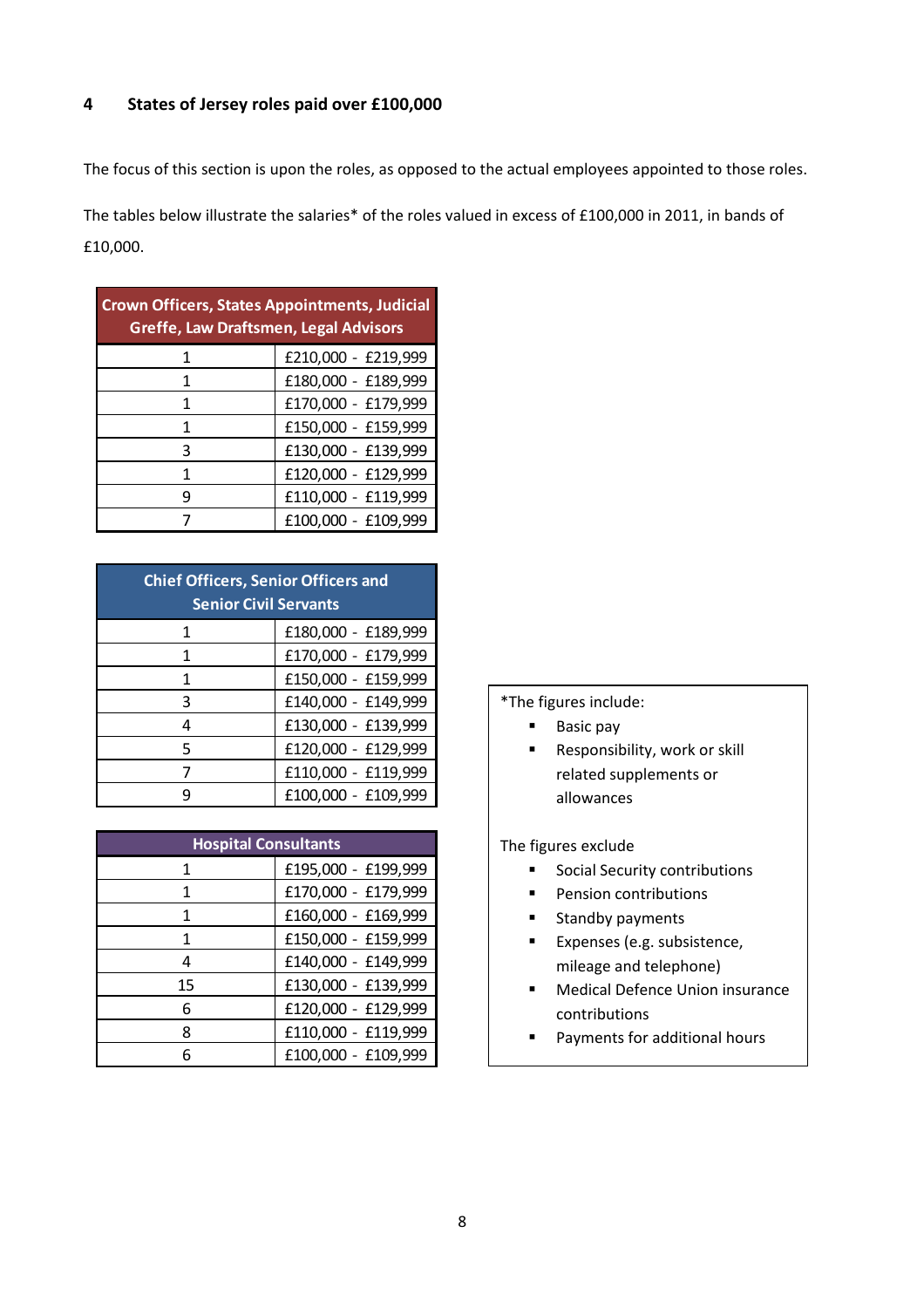## 4 States of Jersey roles paid over £100,000

The focus of this section is upon the roles, as opposed to the actual employees appointed to those roles.

The tables below illustrate the salaries* of the roles valued in excess of £100,000 in 2011, in bands of £10,000.

| Crown Officers, States Appointments, Judicial Greffe, Law Draftsmen, Legal Advisors | |
|---|---|
| 1 | £210,000 - £219,999 |
| 1 | £180,000 - £189,999 |
| 1 | £170,000 - £179,999 |
| 1 | £150,000 - £159,999 |
| 3 | £130,000 - £139,999 |
| 1 | £120,000 - £129,999 |
| 9 | £110,000 - £119,999 |
| 7 | £100,000 - £109,999 |

| Chief Officers, Senior Officers and Senior Civil Servants | |
|---|---|
| 1 | £180,000 - £189,999 |
| 1 | £170,000 - £179,999 |
| 1 | £150,000 - £159,999 |
| 3 | £140,000 - £149,999 |
| 4 | £130,000 - £139,999 |
| 5 | £120,000 - £129,999 |
| 7 | £110,000 - £119,999 |
| 9 | £100,000 - £109,999 |

| Hospital Consultants | |
|---|---|
| 1 | £195,000 - £199,999 |
| 1 | £170,000 - £179,999 |
| 1 | £160,000 - £169,999 |
| 1 | £150,000 - £159,999 |
| 4 | £140,000 - £149,999 |
| 15 | £130,000 - £139,999 |
| 6 | £120,000 - £129,999 |
| 8 | £110,000 - £119,999 |
| 6 | £100,000 - £109,999 |

*The figures include:

- Basic pay
- Responsibility, work or skill related supplements or allowances

The figures exclude

- Social Security contributions
- Pension contributions
- Standby payments
- Expenses (e.g. subsistence, mileage and telephone)
- Medical Defence Union insurance contributions
- Payments for additional hours